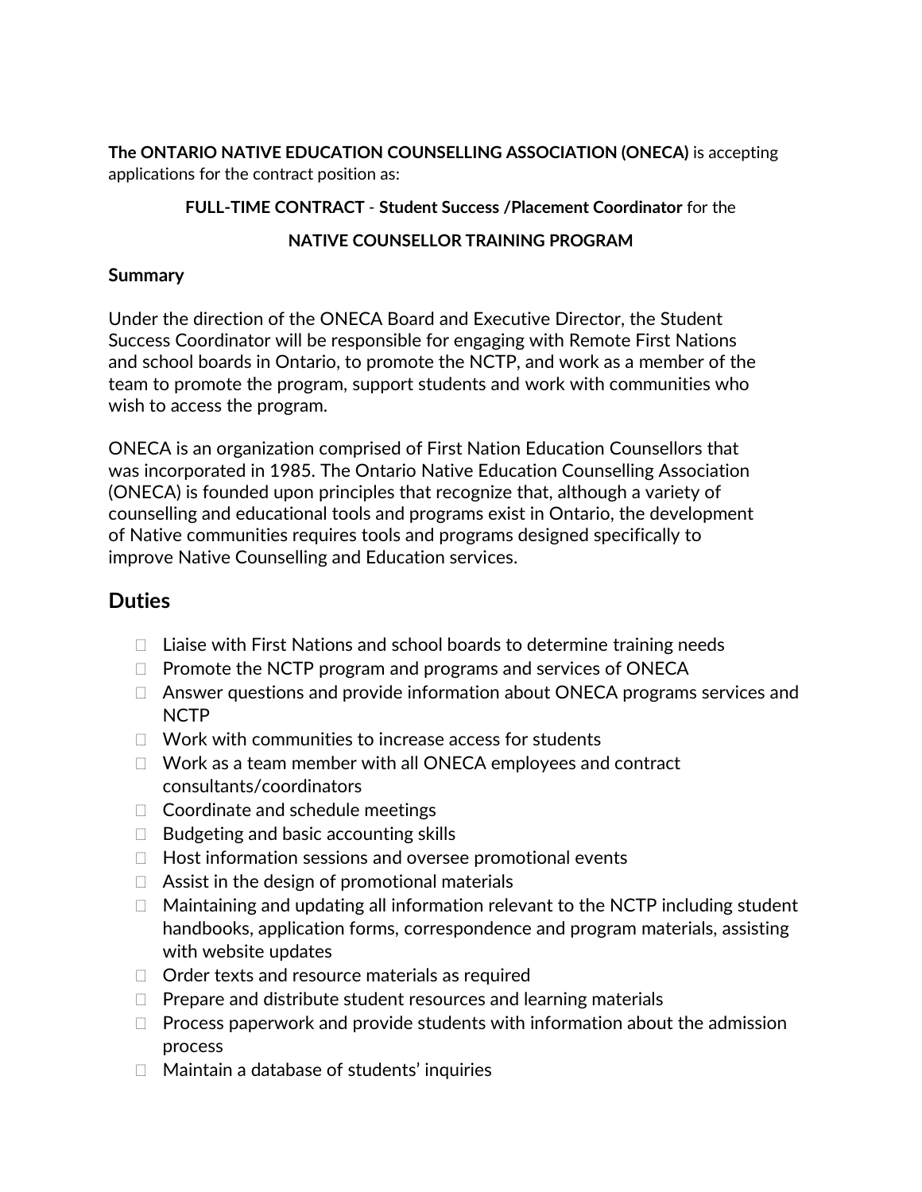**The ONTARIO NATIVE EDUCATION COUNSELLING ASSOCIATION (ONECA)** is accepting applications for the contract position as:

**FULL-TIME CONTRACT** - **Student Success /Placement Coordinator** for the

**NATIVE COUNSELLOR TRAINING PROGRAM**

**Summary**

Under the direction of the ONECA Board and Executive Director, the Student Success Coordinator will be responsible for engaging with Remote First Nations and school boards in Ontario, to promote the NCTP, and work as a member of the team to promote the program, support students and work with communities who wish to access the program.

ONECA is an organization comprised of First Nation Education Counsellors that was incorporated in 1985. The Ontario Native Education Counselling Association (ONECA) is founded upon principles that recognize that, although a variety of counselling and educational tools and programs exist in Ontario, the development of Native communities requires tools and programs designed specifically to improve Native Counselling and Education services.

## Duties

- Liaise with First Nations and school boards to determine training needs
- Promote the NCTP program and programs and services of ONECA
- Answer questions and provide information about ONECA programs services and NCTP
- Work with communities to increase access for students
- Work as a team member with all ONECA employees and contract consultants/coordinators
- Coordinate and schedule meetings
- Budgeting and basic accounting skills
- Host information sessions and oversee promotional events
- Assist in the design of promotional materials
- Maintaining and updating all information relevant to the NCTP including student handbooks, application forms, correspondence and program materials, assisting with website updates
- Order texts and resource materials as required
- Prepare and distribute student resources and learning materials
- Process paperwork and provide students with information about the admission process
- Maintain a database of students' inquiries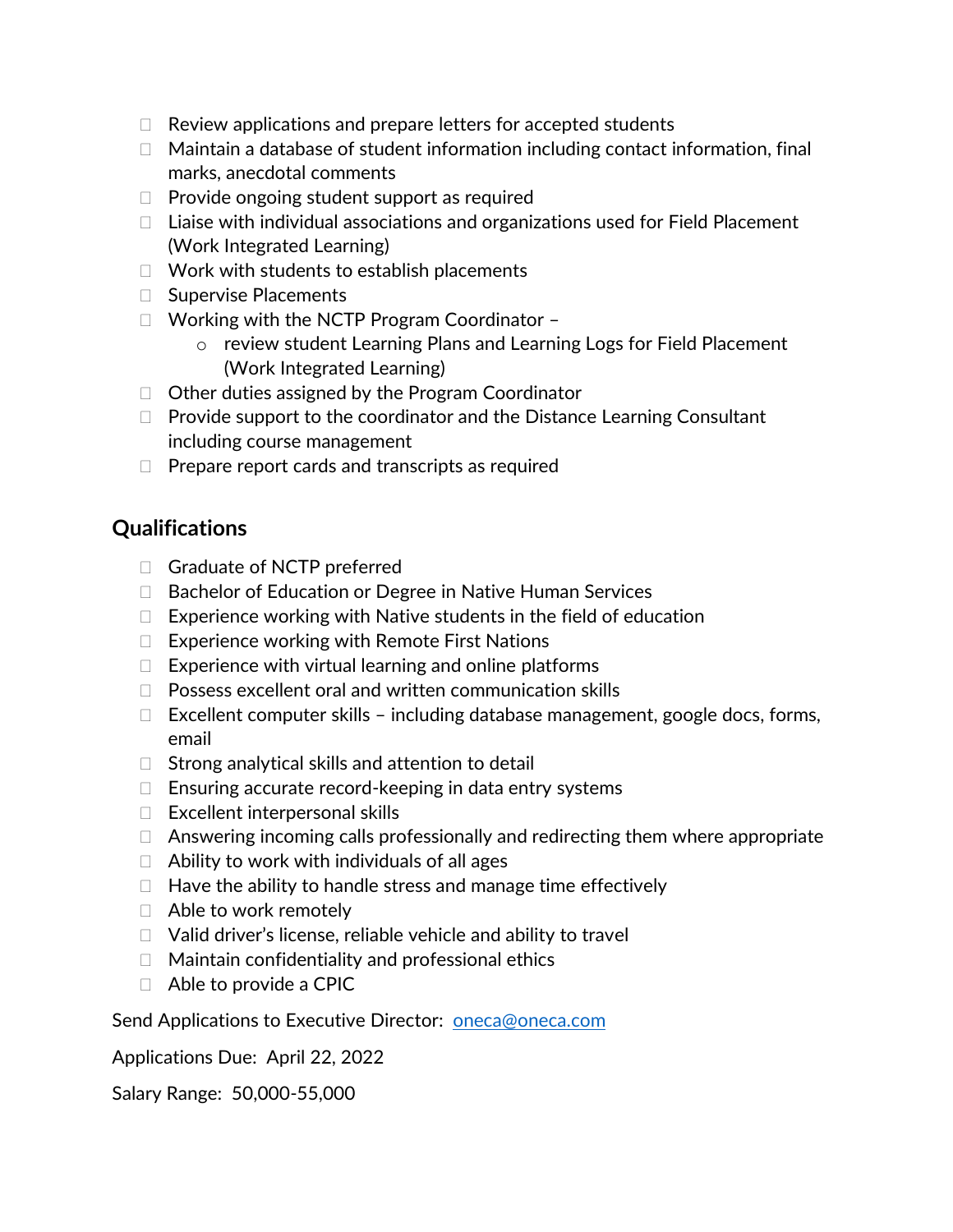- Review applications and prepare letters for accepted students
- Maintain a database of student information including contact information, final marks, anecdotal comments
- Provide ongoing student support as required
- Liaise with individual associations and organizations used for Field Placement (Work Integrated Learning)
- Work with students to establish placements
- Supervise Placements
- Working with the NCTP Program Coordinator –
    - review student Learning Plans and Learning Logs for Field Placement (Work Integrated Learning)
- Other duties assigned by the Program Coordinator
- Provide support to the coordinator and the Distance Learning Consultant including course management
- Prepare report cards and transcripts as required

## Qualifications

- Graduate of NCTP preferred
- Bachelor of Education or Degree in Native Human Services
- Experience working with Native students in the field of education
- Experience working with Remote First Nations
- Experience with virtual learning and online platforms
- Possess excellent oral and written communication skills
- Excellent computer skills – including database management, google docs, forms, email
- Strong analytical skills and attention to detail
- Ensuring accurate record-keeping in data entry systems
- Excellent interpersonal skills
- Answering incoming calls professionally and redirecting them where appropriate
- Ability to work with individuals of all ages
- Have the ability to handle stress and manage time effectively
- Able to work remotely
- Valid driver's license, reliable vehicle and ability to travel
- Maintain confidentiality and professional ethics
- Able to provide a CPIC

Send Applications to Executive Director: oneca@oneca.com

Applications Due: April 22, 2022

Salary Range: 50,000-55,000